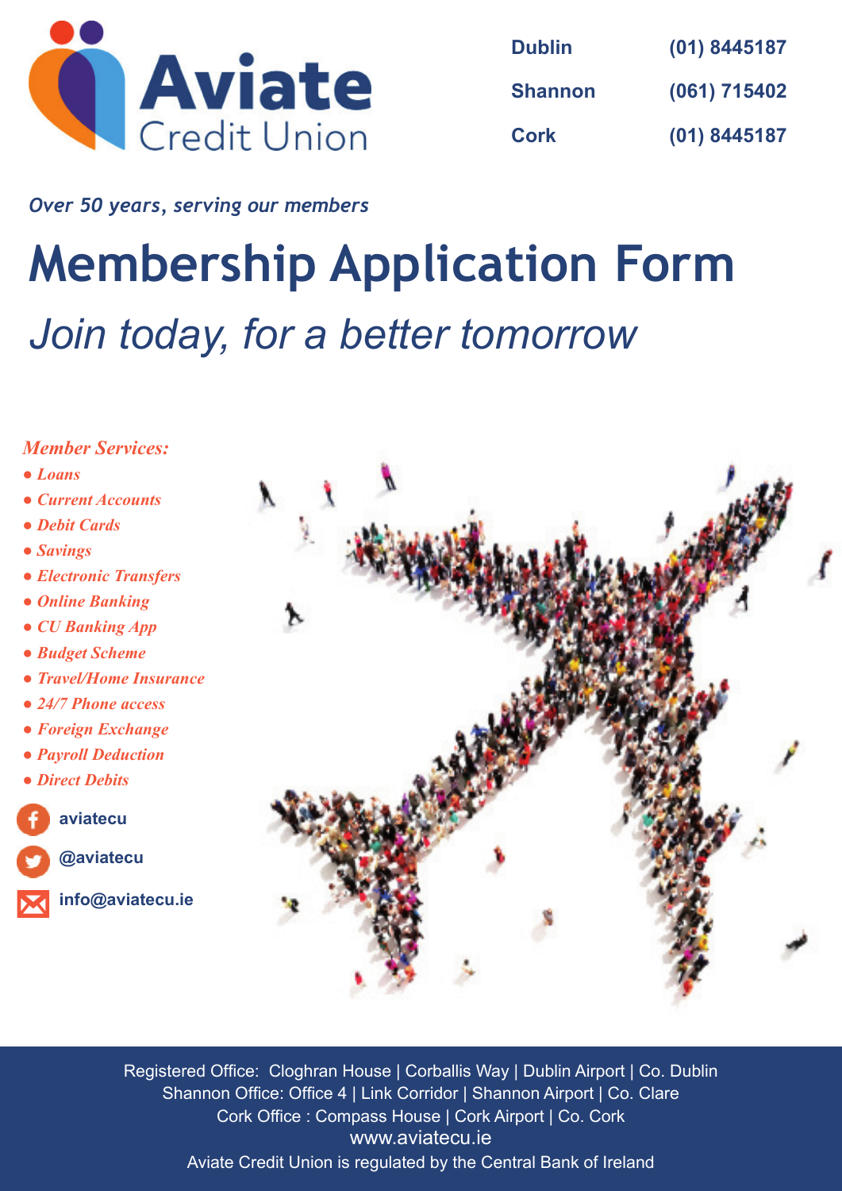Aviate Credit Union

| | |
|---|---|
| **Dublin** | **(01) 8445187** |
| **Shannon** | **(061) 715402** |
| **Cork** | **(01) 8445187** |

*Over 50 years, serving our members*

# Membership Application Form

## *Join today, for a better tomorrow*

*Member Services:*

- *Loans*
- *Current Accounts*
- *Debit Cards*
- *Savings*
- *Electronic Transfers*
- *Online Banking*
- *CU Banking App*
- *Budget Scheme*
- *Travel/Home Insurance*
- *24/7 Phone access*
- *Foreign Exchange*
- *Payroll Deduction*
- *Direct Debits*

**aviatecu**

**@aviatecu**

**info@aviatecu.ie**

Registered Office: Cloghran House | Corballis Way | Dublin Airport | Co. Dublin
Shannon Office: Office 4 | Link Corridor | Shannon Airport | Co. Clare
Cork Office : Compass House | Cork Airport | Co. Cork
www.aviatecu.ie
Aviate Credit Union is regulated by the Central Bank of Ireland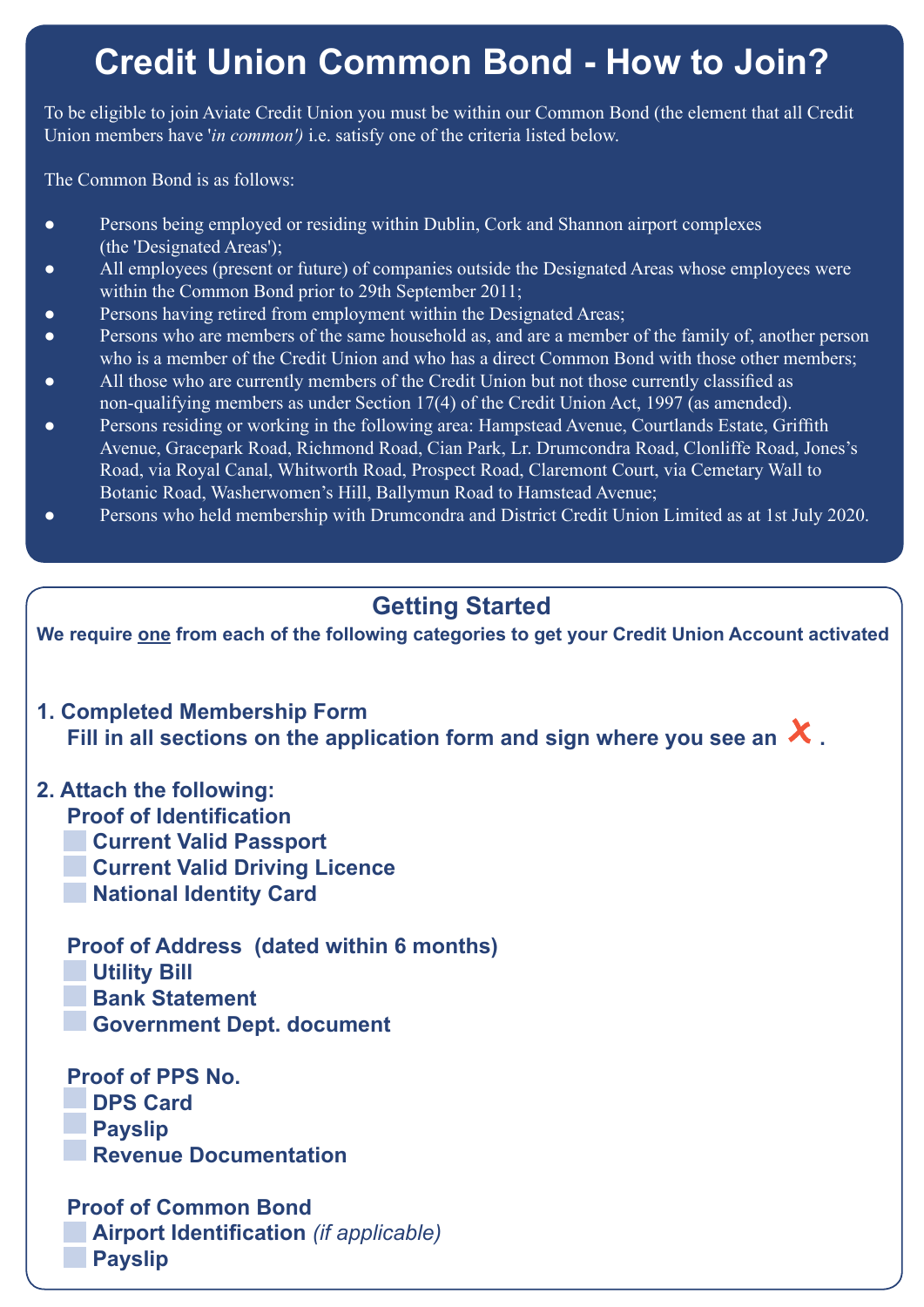# Credit Union Common Bond - How to Join?

To be eligible to join Aviate Credit Union you must be within our Common Bond (the element that all Credit Union members have '*in common')* i.e. satisfy one of the criteria listed below.

The Common Bond is as follows:

- Persons being employed or residing within Dublin, Cork and Shannon airport complexes (the 'Designated Areas');
- All employees (present or future) of companies outside the Designated Areas whose employees were within the Common Bond prior to 29th September 2011;
- Persons having retired from employment within the Designated Areas;
- Persons who are members of the same household as, and are a member of the family of, another person who is a member of the Credit Union and who has a direct Common Bond with those other members;
- All those who are currently members of the Credit Union but not those currently classified as non-qualifying members as under Section 17(4) of the Credit Union Act, 1997 (as amended).
- Persons residing or working in the following area: Hampstead Avenue, Courtlands Estate, Griffith Avenue, Gracepark Road, Richmond Road, Cian Park, Lr. Drumcondra Road, Clonliffe Road, Jones's Road, via Royal Canal, Whitworth Road, Prospect Road, Claremont Court, via Cemetary Wall to Botanic Road, Washerwomen's Hill, Ballymun Road to Hamstead Avenue;
- Persons who held membership with Drumcondra and District Credit Union Limited as at 1st July 2020.

## Getting Started

**We require one from each of the following categories to get your Credit Union Account activated**

**1. Completed Membership Form**

**Fill in all sections on the application form and sign where you see an ✗.**

**2. Attach the following:**

**Proof of Identification**

- [ ] Current Valid Passport
- [ ] Current Valid Driving Licence
- [ ] National Identity Card

**Proof of Address (dated within 6 months)**

- [ ] Utility Bill
- [ ] Bank Statement
- [ ] Government Dept. document

**Proof of PPS No.**

- [ ] DPS Card
- [ ] Payslip
- [ ] Revenue Documentation

**Proof of Common Bond**

- [ ] Airport Identification *(if applicable)*
- [ ] Payslip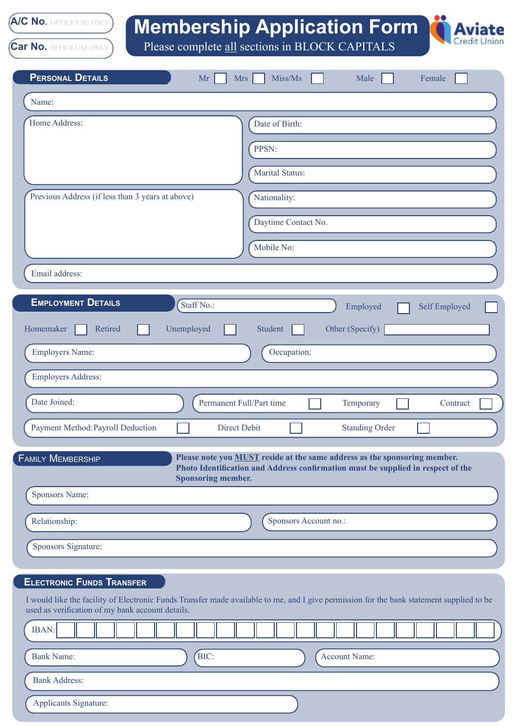**A/C No.** OFFICE USE ONLY

**Car No.** OFFICE USE ONLY

# Membership Application Form

Please complete all sections in BLOCK CAPITALS

Aviate Credit Union

## Personal Details

Mr ☐ Mrs ☐ Miss/Ms ☐ Male ☐ Female ☐

Name:

Home Address:

Date of Birth:

PPSN:

Marital Status:

Previous Address (if less than 3 years at above)

Nationality:

Daytime Contact No.

Mobile No:

Email address:

## Employment Details

Staff No.:

Employed ☐ Self Employed ☐

Homemaker ☐ Retired ☐ Unemployed ☐ Student ☐ Other (Specify) ____________

Employers Name:

Occupation:

Employers Address:

Date Joined:

Permanent Full/Part time ☐ Temporary ☐ Contract ☐

Payment Method: Payroll Deduction ☐ Direct Debit ☐ Standing Order ☐

## Family Membership

**Please note you MUST reside at the same address as the sponsoring member. Photo Identification and Address confirmation must be supplied in respect of the Sponsoring member.**

Sponsors Name:

Relationship:

Sponsors Account no.:

Sponsors Signature:

## Electronic Funds Transfer

I would like the facility of Electronic Funds Transfer made available to me, and I give permission for the bank statement supplied to be used as verification of my bank account details.

IAN: ☐☐☐☐☐☐☐☐☐☐☐☐☐☐☐☐☐☐☐☐☐☐

Bank Name:

BIC:

Account Name:

Bank Address:

Applicants Signature: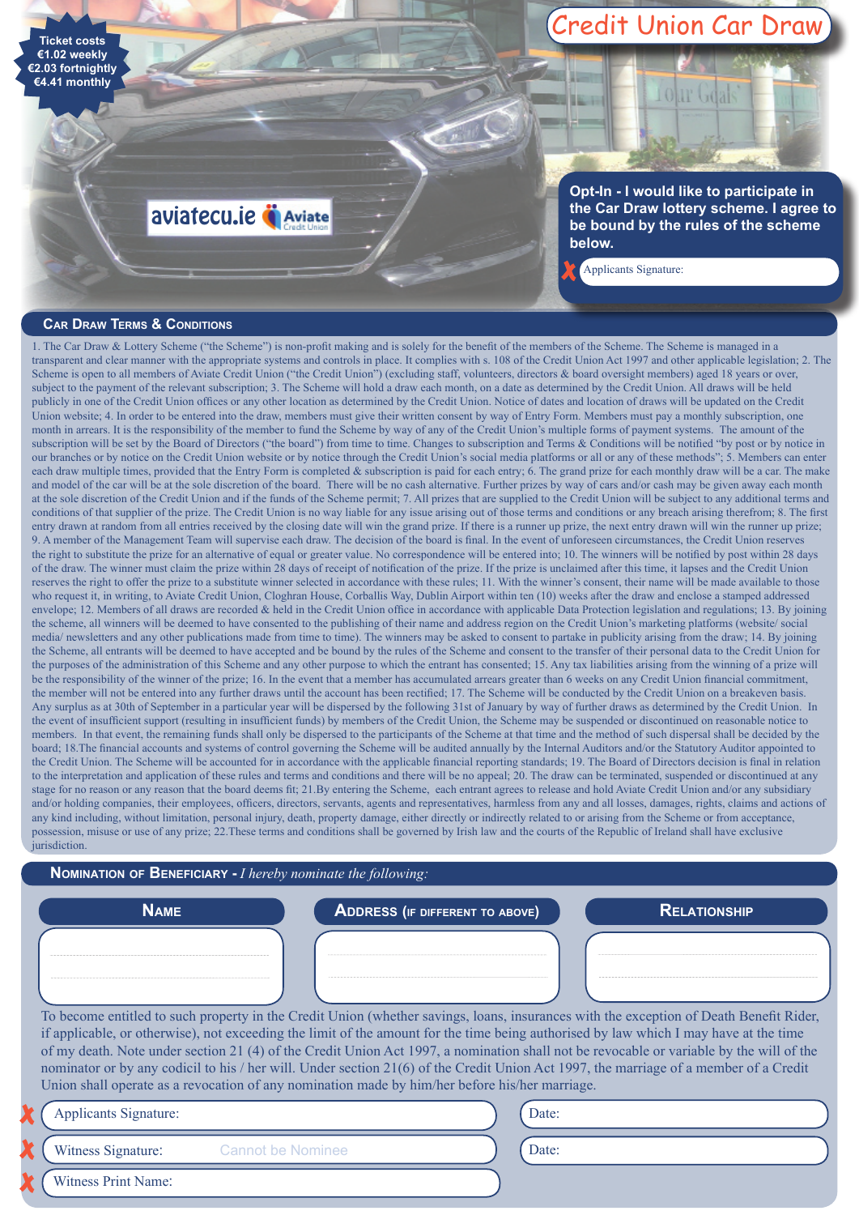Ticket costs
€1.02 weekly
€2.03 fortnightly
€4.41 monthly

# Credit Union Car Draw

aviatecu.ie Aviate Credit Union

**Opt-In - I would like to participate in the Car Draw lottery scheme. I agree to be bound by the rules of the scheme below.**

Applicants Signature:

## Car Draw Terms & Conditions

1. The Car Draw & Lottery Scheme ("the Scheme") is non-profit making and is solely for the benefit of the members of the Scheme. The Scheme is managed in a transparent and clear manner with the appropriate systems and controls in place. It complies with s. 108 of the Credit Union Act 1997 and other applicable legislation; 2. The Scheme is open to all members of Aviate Credit Union ("the Credit Union") (excluding staff, volunteers, directors & board oversight members) aged 18 years or over, subject to the payment of the relevant subscription; 3. The Scheme will hold a draw each month, on a date as determined by the Credit Union. All draws will be held publicly in one of the Credit Union offices or any other location as determined by the Credit Union. Notice of dates and location of draws will be updated on the Credit Union website; 4. In order to be entered into the draw, members must give their written consent by way of Entry Form. Members must pay a monthly subscription, one month in arrears. It is the responsibility of the member to fund the Scheme by way of any of the Credit Union's multiple forms of payment systems. The amount of the subscription will be set by the Board of Directors ("the board") from time to time. Changes to subscription and Terms & Conditions will be notified "by post or by notice in our branches or by notice on the Credit Union website or by notice through the Credit Union's social media platforms or all or any of these methods"; 5. Members can enter each draw multiple times, provided that the Entry Form is completed & subscription is paid for each entry; 6. The grand prize for each monthly draw will be a car. The make and model of the car will be at the sole discretion of the board. There will be no cash alternative. Further prizes by way of cars and/or cash may be given away each month at the sole discretion of the Credit Union and if the funds of the Scheme permit; 7. All prizes that are supplied to the Credit Union will be subject to any additional terms and conditions of that supplier of the prize. The Credit Union is no way liable for any issue arising out of those terms and conditions or any breach arising therefrom; 8. The first entry drawn at random from all entries received by the closing date will win the grand prize. If there is a runner up prize, the next entry drawn will win the runner up prize; 9. A member of the Management Team will supervise each draw. The decision of the board is final. In the event of unforeseen circumstances, the Credit Union reserves the right to substitute the prize for an alternative of equal or greater value. No correspondence will be entered into; 10. The winners will be notified by post within 28 days of the draw. The winner must claim the prize within 28 days of receipt of notification of the prize. If the prize is unclaimed after this time, it lapses and the Credit Union reserves the right to offer the prize to a substitute winner selected in accordance with these rules; 11. With the winner's consent, their name will be made available to those who request it, in writing, to Aviate Credit Union, Cloghran House, Corballis Way, Dublin Airport within ten (10) weeks after the draw and enclose a stamped addressed envelope; 12. Members of all draws are recorded & held in the Credit Union office in accordance with applicable Data Protection legislation and regulations; 13. By joining the scheme, all winners will be deemed to have consented to the publishing of their name and address region on the Credit Union's marketing platforms (website/ social media/ newsletters and any other publications made from time to time). The winners may be asked to consent to partake in publicity arising from the draw; 14. By joining the Scheme, all entrants will be deemed to have accepted and be bound by the rules of the Scheme and consent to the transfer of their personal data to the Credit Union for the purposes of the administration of this Scheme and any other purpose to which the entrant has consented; 15. Any tax liabilities arising from the winning of a prize will be the responsibility of the winner of the prize; 16. In the event that a member has accumulated arrears greater than 6 weeks on any Credit Union financial commitment, the member will not be entered into any further draws until the account has been rectified; 17. The Scheme will be conducted by the Credit Union on a breakeven basis. Any surplus as at 30th of September in a particular year will be dispersed by the following 31st of January by way of further draws as determined by the Credit Union. In the event of insufficient support (resulting in insufficient funds) by members of the Credit Union, the Scheme may be suspended or discontinued on reasonable notice to members. In that event, the remaining funds shall only be dispersed to the participants of the Scheme at that time and the method of such dispersal shall be decided by the board; 18.The financial accounts and systems of control governing the Scheme will be audited annually by the Internal Auditors and/or the Statutory Auditor appointed to the Credit Union. The Scheme will be accounted for in accordance with the applicable financial reporting standards; 19. The Board of Directors decision is final in relation to the interpretation and application of these rules and terms and conditions and there will be no appeal; 20. The draw can be terminated, suspended or discontinued at any stage for no reason or any reason that the board deems fit; 21.By entering the Scheme, each entrant agrees to release and hold Aviate Credit Union and/or any subsidiary and/or holding companies, their employees, officers, directors, servants, agents and representatives, harmless from any and all losses, damages, rights, claims and actions of any kind including, without limitation, personal injury, death, property damage, either directly or indirectly related to or arising from the Scheme or from acceptance, possession, misuse or use of any prize; 22.These terms and conditions shall be governed by Irish law and the courts of the Republic of Ireland shall have exclusive jurisdiction.

## Nomination of Beneficiary - *I hereby nominate the following:*

| Name | Address (if different to above) | Relationship |
|---|---|---|
| | | |

To become entitled to such property in the Credit Union (whether savings, loans, insurances with the exception of Death Benefit Rider, if applicable, or otherwise), not exceeding the limit of the amount for the time being authorised by law which I may have at the time of my death. Note under section 21 (4) of the Credit Union Act 1997, a nomination shall not be revocable or variable by the will of the nominator or by any codicil to his / her will. Under section 21(6) of the Credit Union Act 1997, the marriage of a member of a Credit Union shall operate as a revocation of any nomination made by him/her before his/her marriage.

Applicants Signature: Date:

Witness Signature: Cannot be Nominee Date:

Witness Print Name: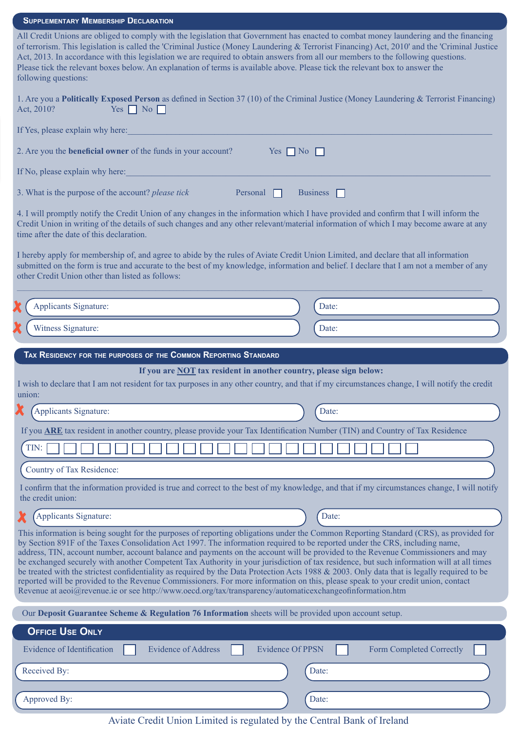## Supplementary Membership Declaration

All Credit Unions are obliged to comply with the legislation that Government has enacted to combat money laundering and the financing of terrorism. This legislation is called the 'Criminal Justice (Money Laundering & Terrorist Financing) Act, 2010' and the 'Criminal Justice Act, 2013. In accordance with this legislation we are required to obtain answers from all our members to the following questions. Please tick the relevant boxes below. An explanation of terms is available above. Please tick the relevant box to answer the following questions:

1. Are you a **Politically Exposed Person** as defined in Section 37 (10) of the Criminal Justice (Money Laundering & Terrorist Financing) Act, 2010? Yes ☐ No ☐

If Yes, please explain why here:\_\_\_\_\_\_\_\_\_\_\_\_\_\_\_\_\_\_\_\_\_\_\_\_\_\_\_\_\_\_\_\_\_\_\_\_\_\_\_\_

2. Are you the **beneficial owner** of the funds in your account? Yes ☐ No ☐

If No, please explain why here:\_\_\_\_\_\_\_\_\_\_\_\_\_\_\_\_\_\_\_\_\_\_\_\_\_\_\_\_\_\_\_\_\_\_\_\_\_\_\_\_

3. What is the purpose of the account? *please tick* Personal ☐ Business ☐

4. I will promptly notify the Credit Union of any changes in the information which I have provided and confirm that I will inform the Credit Union in writing of the details of such changes and any other relevant/material information of which I may become aware at any time after the date of this declaration.

I hereby apply for membership of, and agree to abide by the rules of Aviate Credit Union Limited, and declare that all information submitted on the form is true and accurate to the best of my knowledge, information and belief. I declare that I am not a member of any other Credit Union other than listed as follows:

\_\_\_\_\_\_\_\_\_\_\_\_\_\_\_\_\_\_\_\_\_\_\_\_\_\_\_\_\_\_\_\_\_\_\_\_\_\_\_\_\_\_\_\_\_\_\_\_\_\_\_\_\_\_\_\_\_\_\_\_

✗ Applicants Signature: Date:

✗ Witness Signature: Date:

## Tax Residency for the Purposes of the Common Reporting Standard

**If you are NOT tax resident in another country, please sign below:**

I wish to declare that I am not resident for tax purposes in any other country, and that if my circumstances change, I will notify the credit union:

✗ Applicants Signature: Date:

If you **ARE** tax resident in another country, please provide your Tax Identification Number (TIN) and Country of Tax Residence

TIN: ☐☐☐☐☐☐☐☐☐☐☐☐☐☐☐☐☐☐☐☐☐☐

Country of Tax Residence:

I confirm that the information provided is true and correct to the best of my knowledge, and that if my circumstances change, I will notify the credit union:

✗ Applicants Signature: Date:

This information is being sought for the purposes of reporting obligations under the Common Reporting Standard (CRS), as provided for by Section 891F of the Taxes Consolidation Act 1997. The information required to be reported under the CRS, including name, address, TIN, account number, account balance and payments on the account will be provided to the Revenue Commissioners and may be exchanged securely with another Competent Tax Authority in your jurisdiction of tax residence, but such information will at all times be treated with the strictest confidentiality as required by the Data Protection Acts 1988 & 2003. Only data that is legally required to be reported will be provided to the Revenue Commissioners. For more information on this, please speak to your credit union, contact Revenue at aeoi@revenue.ie or see http://www.oecd.org/tax/transparency/automaticexchangeofinformation.htm

Our **Deposit Guarantee Scheme & Regulation 76 Information** sheets will be provided upon account setup.

## Office Use Only

Evidence of Identification ☐ Evidence of Address ☐ Evidence Of PPSN ☐ Form Completed Correctly ☐

Received By: Date:

Approved By: Date:

Aviate Credit Union Limited is regulated by the Central Bank of Ireland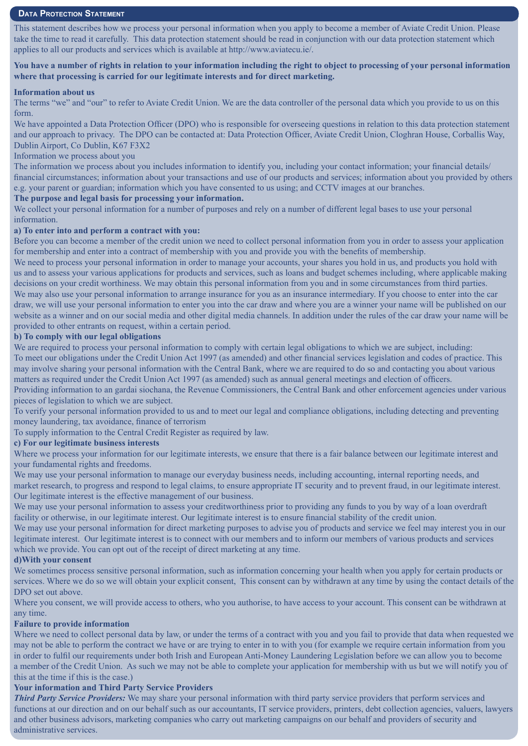## Data Protection Statement

This statement describes how we process your personal information when you apply to become a member of Aviate Credit Union. Please take the time to read it carefully. This data protection statement should be read in conjunction with our data protection statement which applies to all our products and services which is available at http://www.aviatecu.ie/.

**You have a number of rights in relation to your information including the right to object to processing of your personal information where that processing is carried for our legitimate interests and for direct marketing.**

**Information about us**

The terms "we" and "our" to refer to Aviate Credit Union. We are the data controller of the personal data which you provide to us on this form.

We have appointed a Data Protection Officer (DPO) who is responsible for overseeing questions in relation to this data protection statement and our approach to privacy. The DPO can be contacted at: Data Protection Officer, Aviate Credit Union, Cloghran House, Corballis Way, Dublin Airport, Co Dublin, K67 F3X2

Information we process about you

The information we process about you includes information to identify you, including your contact information; your financial details/ financial circumstances; information about your transactions and use of our products and services; information about you provided by others e.g. your parent or guardian; information which you have consented to us using; and CCTV images at our branches.

**The purpose and legal basis for processing your information.**

We collect your personal information for a number of purposes and rely on a number of different legal bases to use your personal information.

**a) To enter into and perform a contract with you:**

Before you can become a member of the credit union we need to collect personal information from you in order to assess your application for membership and enter into a contract of membership with you and provide you with the benefits of membership.

We need to process your personal information in order to manage your accounts, your shares you hold in us, and products you hold with us and to assess your various applications for products and services, such as loans and budget schemes including, where applicable making decisions on your credit worthiness. We may obtain this personal information from you and in some circumstances from third parties.

We may also use your personal information to arrange insurance for you as an insurance intermediary. If you choose to enter into the car draw, we will use your personal information to enter you into the car draw and where you are a winner your name will be published on our website as a winner and on our social media and other digital media channels. In addition under the rules of the car draw your name will be provided to other entrants on request, within a certain period.

**b) To comply with our legal obligations**

We are required to process your personal information to comply with certain legal obligations to which we are subject, including:

To meet our obligations under the Credit Union Act 1997 (as amended) and other financial services legislation and codes of practice. This may involve sharing your personal information with the Central Bank, where we are required to do so and contacting you about various matters as required under the Credit Union Act 1997 (as amended) such as annual general meetings and election of officers.

Providing information to an gardai siochana, the Revenue Commissioners, the Central Bank and other enforcement agencies under various pieces of legislation to which we are subject.

To verify your personal information provided to us and to meet our legal and compliance obligations, including detecting and preventing money laundering, tax avoidance, finance of terrorism

To supply information to the Central Credit Register as required by law.

**c) For our legitimate business interests**

Where we process your information for our legitimate interests, we ensure that there is a fair balance between our legitimate interest and your fundamental rights and freedoms.

We may use your personal information to manage our everyday business needs, including accounting, internal reporting needs, and market research, to progress and respond to legal claims, to ensure appropriate IT security and to prevent fraud, in our legitimate interest. Our legitimate interest is the effective management of our business.

We may use your personal information to assess your creditworthiness prior to providing any funds to you by way of a loan overdraft facility or otherwise, in our legitimate interest. Our legitimate interest is to ensure financial stability of the credit union.

We may use your personal information for direct marketing purposes to advise you of products and service we feel may interest you in our legitimate interest. Our legitimate interest is to connect with our members and to inform our members of various products and services which we provide. You can opt out of the receipt of direct marketing at any time.

**d)With your consent**

We sometimes process sensitive personal information, such as information concerning your health when you apply for certain products or services. Where we do so we will obtain your explicit consent, This consent can by withdrawn at any time by using the contact details of the DPO set out above.

Where you consent, we will provide access to others, who you authorise, to have access to your account. This consent can be withdrawn at any time.

**Failure to provide information**

Where we need to collect personal data by law, or under the terms of a contract with you and you fail to provide that data when requested we may not be able to perform the contract we have or are trying to enter in to with you (for example we require certain information from you in order to fulfil our requirements under both Irish and European Anti-Money Laundering Legislation before we can allow you to become a member of the Credit Union. As such we may not be able to complete your application for membership with us but we will notify you of this at the time if this is the case.)

**Your information and Third Party Service Providers**

***Third Party Service Providers:*** We may share your personal information with third party service providers that perform services and functions at our direction and on our behalf such as our accountants, IT service providers, printers, debt collection agencies, valuers, lawyers and other business advisors, marketing companies who carry out marketing campaigns on our behalf and providers of security and administrative services.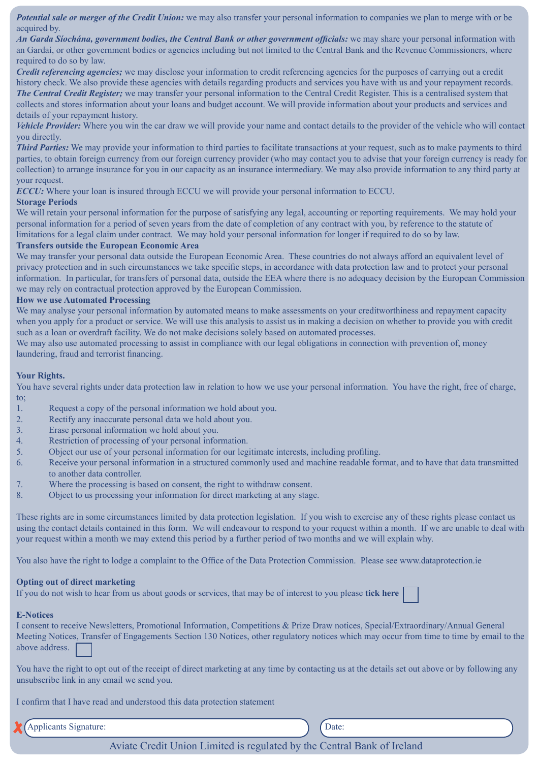***Potential sale or merger of the Credit Union:*** we may also transfer your personal information to companies we plan to merge with or be acquired by.
***An Garda Síochána, government bodies, the Central Bank or other government officials:*** we may share your personal information with an Gardaí, or other government bodies or agencies including but not limited to the Central Bank and the Revenue Commissioners, where required to do so by law.
***Credit referencing agencies;*** we may disclose your information to credit referencing agencies for the purposes of carrying out a credit history check. We also provide these agencies with details regarding products and services you have with us and your repayment records.
***The Central Credit Register;*** we may transfer your personal information to the Central Credit Register. This is a centralised system that collects and stores information about your loans and budget account. We will provide information about your products and services and details of your repayment history.
***Vehicle Provider:*** Where you win the car draw we will provide your name and contact details to the provider of the vehicle who will contact you directly.
***Third Parties:*** We may provide your information to third parties to facilitate transactions at your request, such as to make payments to third parties, to obtain foreign currency from our foreign currency provider (who may contact you to advise that your foreign currency is ready for collection) to arrange insurance for you in our capacity as an insurance intermediary. We may also provide information to any third party at your request.
***ECCU:*** Where your loan is insured through ECCU we will provide your personal information to ECCU.

**Storage Periods**

We will retain your personal information for the purpose of satisfying any legal, accounting or reporting requirements. We may hold your personal information for a period of seven years from the date of completion of any contract with you, by reference to the statute of limitations for a legal claim under contract. We may hold your personal information for longer if required to do so by law.

**Transfers outside the European Economic Area**

We may transfer your personal data outside the European Economic Area. These countries do not always afford an equivalent level of privacy protection and in such circumstances we take specific steps, in accordance with data protection law and to protect your personal information. In particular, for transfers of personal data, outside the EEA where there is no adequacy decision by the European Commission we may rely on contractual protection approved by the European Commission.

**How we use Automated Processing**

We may analyse your personal information by automated means to make assessments on your creditworthiness and repayment capacity when you apply for a product or service. We will use this analysis to assist us in making a decision on whether to provide you with credit such as a loan or overdraft facility. We do not make decisions solely based on automated processes.
We may also use automated processing to assist in compliance with our legal obligations in connection with prevention of, money laundering, fraud and terrorist financing.

**Your Rights.**

You have several rights under data protection law in relation to how we use your personal information. You have the right, free of charge, to;

1. Request a copy of the personal information we hold about you.
2. Rectify any inaccurate personal data we hold about you.
3. Erase personal information we hold about you.
4. Restriction of processing of your personal information.
5. Object our use of your personal information for our legitimate interests, including profiling.
6. Receive your personal information in a structured commonly used and machine readable format, and to have that data transmitted to another data controller.
7. Where the processing is based on consent, the right to withdraw consent.
8. Object to us processing your information for direct marketing at any stage.

These rights are in some circumstances limited by data protection legislation. If you wish to exercise any of these rights please contact us using the contact details contained in this form. We will endeavour to respond to your request within a month. If we are unable to deal with your request within a month we may extend this period by a further period of two months and we will explain why.

You also have the right to lodge a complaint to the Office of the Data Protection Commission. Please see www.dataprotection.ie

**Opting out of direct marketing**

If you do not wish to hear from us about goods or services, that may be of interest to you please **tick here** ☐

**E-Notices**

I consent to receive Newsletters, Promotional Information, Competitions & Prize Draw notices, Special/Extraordinary/Annual General Meeting Notices, Transfer of Engagements Section 130 Notices, other regulatory notices which may occur from time to time by email to the above address. ☐

You have the right to opt out of the receipt of direct marketing at any time by contacting us at the details set out above or by following any unsubscribe link in any email we send you.

I confirm that I have read and understood this data protection statement

✗ Applicants Signature: ______________________ Date: ______________

Aviate Credit Union Limited is regulated by the Central Bank of Ireland